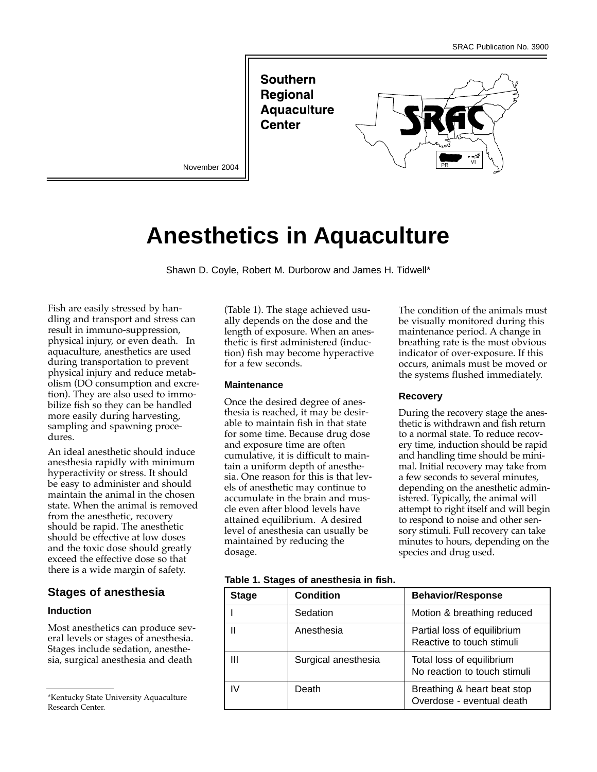SRAC Publication No. 3900

**Southern Regional Aquaculture Center**

November 2004

# Anesthetics in Aquaculture

Shawn D. Coyle, Robert M. Durborow and James H. Tidwell*

Fish are easily stressed by handling and transport and stress can result in immuno-suppression, physical injury, or even death. In aquaculture, anesthetics are used during transportation to prevent physical injury and reduce metabolism (DO consumption and excretion). They are also used to immobilize fish so they can be handled more easily during harvesting, sampling and spawning procedures.

An ideal anesthetic should induce anesthesia rapidly with minimum hyperactivity or stress. It should be easy to administer and should maintain the animal in the chosen state. When the animal is removed from the anesthetic, recovery should be rapid. The anesthetic should be effective at low doses and the toxic dose should greatly exceed the effective dose so that there is a wide margin of safety.

## Stages of anesthesia

### Induction

Most anesthetics can produce several levels or stages of anesthesia. Stages include sedation, anesthesia, surgical anesthesia and death (Table 1). The stage achieved usually depends on the dose and the length of exposure. When an anesthetic is first administered (induction) fish may become hyperactive for a few seconds.

### Maintenance

Once the desired degree of anesthesia is reached, it may be desirable to maintain fish in that state for some time. Because drug dose and exposure time are often cumulative, it is difficult to maintain a uniform depth of anesthesia. One reason for this is that levels of anesthetic may continue to accumulate in the brain and muscle even after blood levels have attained equilibrium. A desired level of anesthesia can usually be maintained by reducing the dosage. The condition of the animals must be visually monitored during this maintenance period. A change in breathing rate is the most obvious indicator of over-exposure. If this occurs, animals must be moved or the systems flushed immediately.

### Recovery

During the recovery stage the anesthetic is withdrawn and fish return to a normal state. To reduce recovery time, induction should be rapid and handling time should be minimal. Initial recovery may take from a few seconds to several minutes, depending on the anesthetic administered. Typically, the animal will attempt to right itself and will begin to respond to noise and other sensory stimuli. Full recovery can take minutes to hours, depending on the species and drug used.

**Table 1. Stages of anesthesia in fish.**

| Stage | Condition | Behavior/Response |
|---|---|---|
| I | Sedation | Motion & breathing reduced |
| II | Anesthesia | Partial loss of equilibrium<br>Reactive to touch stimuli |
| III | Surgical anesthesia | Total loss of equilibrium<br>No reaction to touch stimuli |
| IV | Death | Breathing & heart beat stop<br>Overdose - eventual death |

*Kentucky State University Aquaculture Research Center.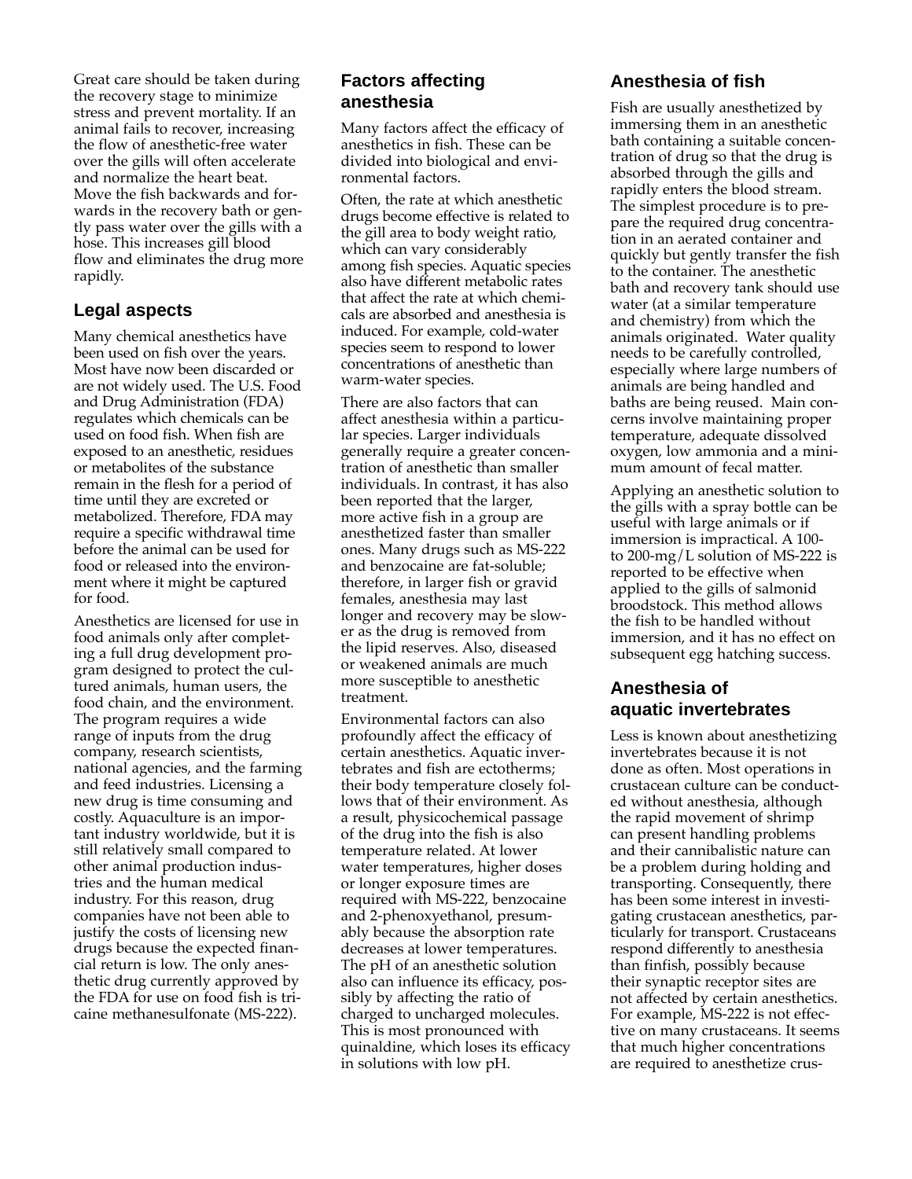Great care should be taken during the recovery stage to minimize stress and prevent mortality. If an animal fails to recover, increasing the flow of anesthetic-free water over the gills will often accelerate and normalize the heart beat. Move the fish backwards and forwards in the recovery bath or gently pass water over the gills with a hose. This increases gill blood flow and eliminates the drug more rapidly.

## Legal aspects

Many chemical anesthetics have been used on fish over the years. Most have now been discarded or are not widely used. The U.S. Food and Drug Administration (FDA) regulates which chemicals can be used on food fish. When fish are exposed to an anesthetic, residues or metabolites of the substance remain in the flesh for a period of time until they are excreted or metabolized. Therefore, FDA may require a specific withdrawal time before the animal can be used for food or released into the environment where it might be captured for food.

Anesthetics are licensed for use in food animals only after completing a full drug development program designed to protect the cultured animals, human users, the food chain, and the environment. The program requires a wide range of inputs from the drug company, research scientists, national agencies, and the farming and feed industries. Licensing a new drug is time consuming and costly. Aquaculture is an important industry worldwide, but it is still relatively small compared to other animal production industries and the human medical industry. For this reason, drug companies have not been able to justify the costs of licensing new drugs because the expected financial return is low. The only anesthetic drug currently approved by the FDA for use on food fish is tricaine methanesulfonate (MS-222).

## Factors affecting anesthesia

Many factors affect the efficacy of anesthetics in fish. These can be divided into biological and environmental factors.

Often, the rate at which anesthetic drugs become effective is related to the gill area to body weight ratio, which can vary considerably among fish species. Aquatic species also have different metabolic rates that affect the rate at which chemicals are absorbed and anesthesia is induced. For example, cold-water species seem to respond to lower concentrations of anesthetic than warm-water species.

There are also factors that can affect anesthesia within a particular species. Larger individuals generally require a greater concentration of anesthetic than smaller individuals. In contrast, it has also been reported that the larger, more active fish in a group are anesthetized faster than smaller ones. Many drugs such as MS-222 and benzocaine are fat-soluble; therefore, in larger fish or gravid females, anesthesia may last longer and recovery may be slower as the drug is removed from the lipid reserves. Also, diseased or weakened animals are much more susceptible to anesthetic treatment.

Environmental factors can also profoundly affect the efficacy of certain anesthetics. Aquatic invertebrates and fish are ectotherms; their body temperature closely follows that of their environment. As a result, physicochemical passage of the drug into the fish is also temperature related. At lower water temperatures, higher doses or longer exposure times are required with MS-222, benzocaine and 2-phenoxyethanol, presumably because the absorption rate decreases at lower temperatures. The pH of an anesthetic solution also can influence its efficacy, possibly by affecting the ratio of charged to uncharged molecules. This is most pronounced with quinaldine, which loses its efficacy in solutions with low pH.

## Anesthesia of fish

Fish are usually anesthetized by immersing them in an anesthetic bath containing a suitable concentration of drug so that the drug is absorbed through the gills and rapidly enters the blood stream. The simplest procedure is to prepare the required drug concentration in an aerated container and quickly but gently transfer the fish to the container. The anesthetic bath and recovery tank should use water (at a similar temperature and chemistry) from which the animals originated. Water quality needs to be carefully controlled, especially where large numbers of animals are being handled and baths are being reused. Main concerns involve maintaining proper temperature, adequate dissolved oxygen, low ammonia and a minimum amount of fecal matter.

Applying an anesthetic solution to the gills with a spray bottle can be useful with large animals or if immersion is impractical. A 100- to 200-mg/L solution of MS-222 is reported to be effective when applied to the gills of salmonid broodstock. This method allows the fish to be handled without immersion, and it has no effect on subsequent egg hatching success.

## Anesthesia of aquatic invertebrates

Less is known about anesthetizing invertebrates because it is not done as often. Most operations in crustacean culture can be conducted without anesthesia, although the rapid movement of shrimp can present handling problems and their cannibalistic nature can be a problem during holding and transporting. Consequently, there has been some interest in investigating crustacean anesthetics, particularly for transport. Crustaceans respond differently to anesthesia than finfish, possibly because their synaptic receptor sites are not affected by certain anesthetics. For example, MS-222 is not effective on many crustaceans. It seems that much higher concentrations are required to anesthetize crus-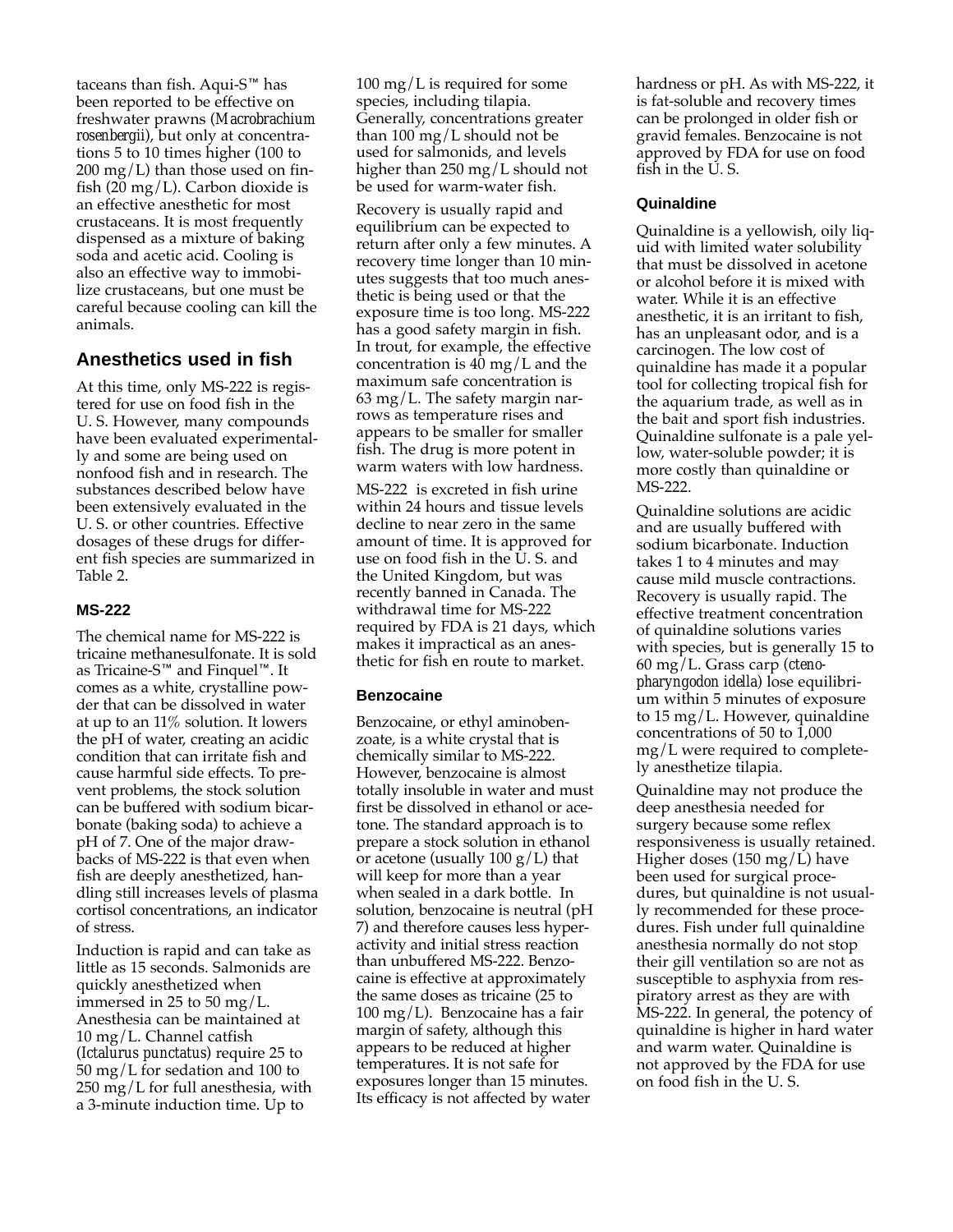taceans than fish. Aqui-S™ has been reported to be effective on freshwater prawns (*Macrobrachium rosenbergii*), but only at concentrations 5 to 10 times higher (100 to 200 mg/L) than those used on finfish (20 mg/L). Carbon dioxide is an effective anesthetic for most crustaceans. It is most frequently dispensed as a mixture of baking soda and acetic acid. Cooling is also an effective way to immobilize crustaceans, but one must be careful because cooling can kill the animals.

## Anesthetics used in fish

At this time, only MS-222 is registered for use on food fish in the U. S. However, many compounds have been evaluated experimentally and some are being used on nonfood fish and in research. The substances described below have been extensively evaluated in the U. S. or other countries. Effective dosages of these drugs for different fish species are summarized in Table 2.

### MS-222

The chemical name for MS-222 is tricaine methanesulfonate. It is sold as Tricaine-S™ and Finquel™. It comes as a white, crystalline powder that can be dissolved in water at up to an 11% solution. It lowers the pH of water, creating an acidic condition that can irritate fish and cause harmful side effects. To prevent problems, the stock solution can be buffered with sodium bicarbonate (baking soda) to achieve a pH of 7. One of the major drawbacks of MS-222 is that even when fish are deeply anesthetized, handling still increases levels of plasma cortisol concentrations, an indicator of stress.

Induction is rapid and can take as little as 15 seconds. Salmonids are quickly anesthetized when immersed in 25 to 50 mg/L. Anesthesia can be maintained at 10 mg/L. Channel catfish (*Ictalurus punctatus*) require 25 to 50 mg/L for sedation and 100 to 250 mg/L for full anesthesia, with a 3-minute induction time. Up to 100 mg/L is required for some species, including tilapia. Generally, concentrations greater than 100 mg/L should not be used for salmonids, and levels higher than 250 mg/L should not be used for warm-water fish.

Recovery is usually rapid and equilibrium can be expected to return after only a few minutes. A recovery time longer than 10 minutes suggests that too much anesthetic is being used or that the exposure time is too long. MS-222 has a good safety margin in fish. In trout, for example, the effective concentration is 40 mg/L and the maximum safe concentration is 63 mg/L. The safety margin narrows as temperature rises and appears to be smaller for smaller fish. The drug is more potent in warm waters with low hardness.

MS-222 is excreted in fish urine within 24 hours and tissue levels decline to near zero in the same amount of time. It is approved for use on food fish in the U. S. and the United Kingdom, but was recently banned in Canada. The withdrawal time for MS-222 required by FDA is 21 days, which makes it impractical as an anesthetic for fish en route to market.

### Benzocaine

Benzocaine, or ethyl aminobenzoate, is a white crystal that is chemically similar to MS-222. However, benzocaine is almost totally insoluble in water and must first be dissolved in ethanol or acetone. The standard approach is to prepare a stock solution in ethanol or acetone (usually 100 g/L) that will keep for more than a year when sealed in a dark bottle. In solution, benzocaine is neutral (pH 7) and therefore causes less hyperactivity and initial stress reaction than unbuffered MS-222. Benzocaine is effective at approximately the same doses as tricaine (25 to 100 mg/L). Benzocaine has a fair margin of safety, although this appears to be reduced at higher temperatures. It is not safe for exposures longer than 15 minutes. Its efficacy is not affected by water hardness or pH. As with MS-222, it is fat-soluble and recovery times can be prolonged in older fish or gravid females. Benzocaine is not approved by FDA for use on food fish in the U. S.

### Quinaldine

Quinaldine is a yellowish, oily liquid with limited water solubility that must be dissolved in acetone or alcohol before it is mixed with water. While it is an effective anesthetic, it is an irritant to fish, has an unpleasant odor, and is a carcinogen. The low cost of quinaldine has made it a popular tool for collecting tropical fish for the aquarium trade, as well as in the bait and sport fish industries. Quinaldine sulfonate is a pale yellow, water-soluble powder; it is more costly than quinaldine or MS-222.

Quinaldine solutions are acidic and are usually buffered with sodium bicarbonate. Induction takes 1 to 4 minutes and may cause mild muscle contractions. Recovery is usually rapid. The effective treatment concentration of quinaldine solutions varies with species, but is generally 15 to 60 mg/L. Grass carp (*ctenopharyngodon idella*) lose equilibrium within 5 minutes of exposure to 15 mg/L. However, quinaldine concentrations of 50 to 1,000 mg/L were required to completely anesthetize tilapia.

Quinaldine may not produce the deep anesthesia needed for surgery because some reflex responsiveness is usually retained. Higher doses (150 mg/L) have been used for surgical procedures, but quinaldine is not usually recommended for these procedures. Fish under full quinaldine anesthesia normally do not stop their gill ventilation so are not as susceptible to asphyxia from respiratory arrest as they are with MS-222. In general, the potency of quinaldine is higher in hard water and warm water. Quinaldine is not approved by the FDA for use on food fish in the U. S.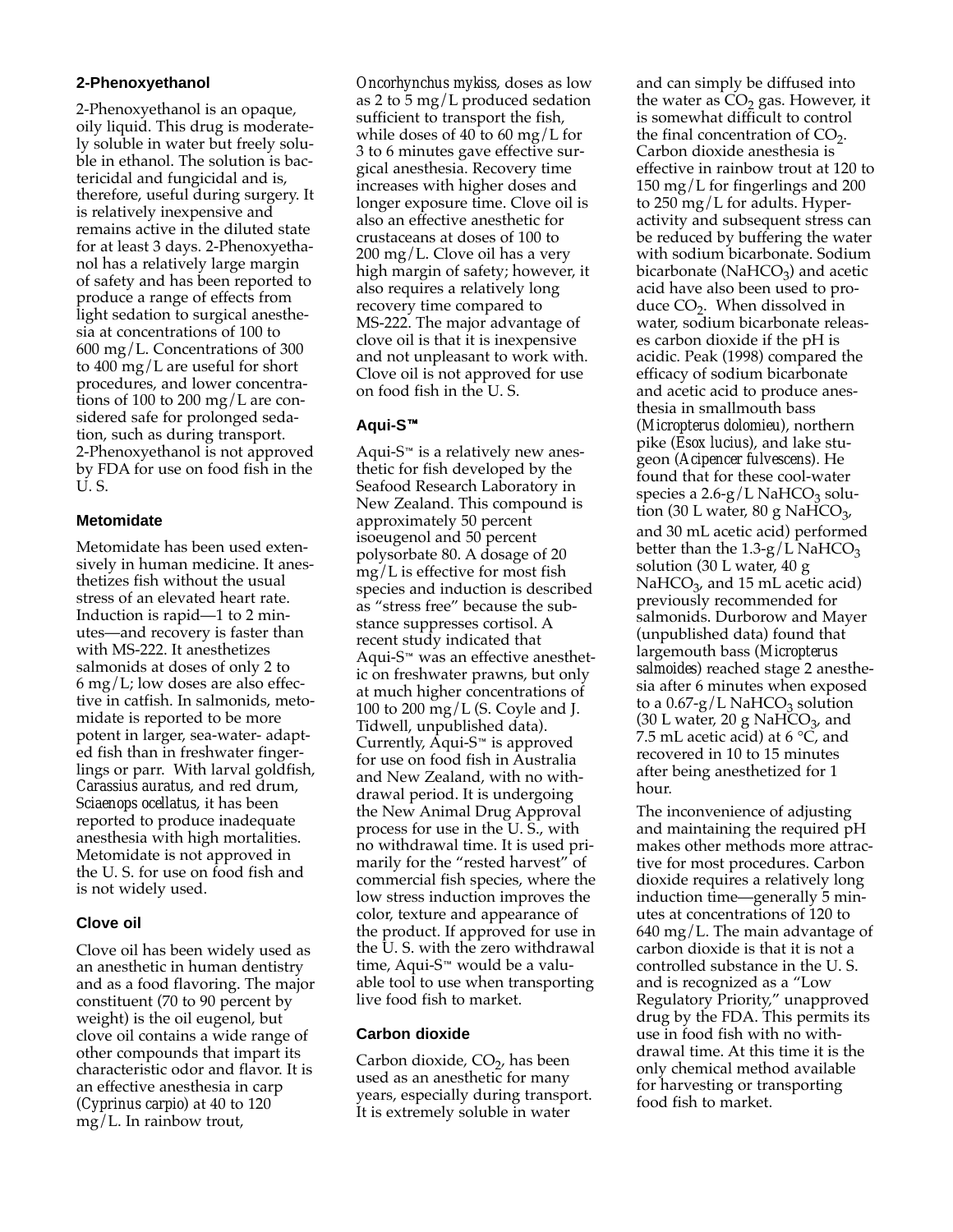### 2-Phenoxyethanol

2-Phenoxyethanol is an opaque, oily liquid. This drug is moderately soluble in water but freely soluble in ethanol. The solution is bactericidal and fungicidal and is, therefore, useful during surgery. It is relatively inexpensive and remains active in the diluted state for at least 3 days. 2-Phenoxyethanol has a relatively large margin of safety and has been reported to produce a range of effects from light sedation to surgical anesthesia at concentrations of 100 to 600 mg/L. Concentrations of 300 to 400 mg/L are useful for short procedures, and lower concentrations of 100 to 200 mg/L are considered safe for prolonged sedation, such as during transport. 2-Phenoxyethanol is not approved by FDA for use on food fish in the U. S.

### Metomidate

Metomidate has been used extensively in human medicine. It anesthetizes fish without the usual stress of an elevated heart rate. Induction is rapid—1 to 2 minutes—and recovery is faster than with MS-222. It anesthetizes salmonids at doses of only 2 to 6 mg/L; low doses are also effective in catfish. In salmonids, metomidate is reported to be more potent in larger, sea-water- adapted fish than in freshwater fingerlings or parr. With larval goldfish, *Carassius auratus*, and red drum, *Sciaenops ocellatus*, it has been reported to produce inadequate anesthesia with high mortalities. Metomidate is not approved in the U. S. for use on food fish and is not widely used.

### Clove oil

Clove oil has been widely used as an anesthetic in human dentistry and as a food flavoring. The major constituent (70 to 90 percent by weight) is the oil eugenol, but clove oil contains a wide range of other compounds that impart its characteristic odor and flavor. It is an effective anesthesia in carp (*Cyprinus carpio*) at 40 to 120 mg/L. In rainbow trout, *Oncorhynchus mykiss*, doses as low as 2 to 5 mg/L produced sedation sufficient to transport the fish, while doses of 40 to 60 mg/L for 3 to 6 minutes gave effective surgical anesthesia. Recovery time increases with higher doses and longer exposure time. Clove oil is also an effective anesthetic for crustaceans at doses of 100 to 200 mg/L. Clove oil has a very high margin of safety; however, it also requires a relatively long recovery time compared to MS-222. The major advantage of clove oil is that it is inexpensive and not unpleasant to work with. Clove oil is not approved for use on food fish in the U. S.

### Aqui-S™

Aqui-S™ is a relatively new anesthetic for fish developed by the Seafood Research Laboratory in New Zealand. This compound is approximately 50 percent isoeugenol and 50 percent polysorbate 80. A dosage of 20 mg/L is effective for most fish species and induction is described as "stress free" because the substance suppresses cortisol. A recent study indicated that Aqui-S™ was an effective anesthetic on freshwater prawns, but only at much higher concentrations of 100 to 200 mg/L (S. Coyle and J. Tidwell, unpublished data). Currently, Aqui-S™ is approved for use on food fish in Australia and New Zealand, with no withdrawal period. It is undergoing the New Animal Drug Approval process for use in the U. S., with no withdrawal time. It is used primarily for the "rested harvest" of commercial fish species, where the low stress induction improves the color, texture and appearance of the product. If approved for use in the U. S. with the zero withdrawal time, Aqui-S™ would be a valuable tool to use when transporting live food fish to market.

### Carbon dioxide

Carbon dioxide, $CO_2$, has been used as an anesthetic for many years, especially during transport. It is extremely soluble in water and can simply be diffused into the water as $CO_2$ gas. However, it is somewhat difficult to control the final concentration of $CO_2$. Carbon dioxide anesthesia is effective in rainbow trout at 120 to 150 mg/L for fingerlings and 200 to 250 mg/L for adults. Hyperactivity and subsequent stress can be reduced by buffering the water with sodium bicarbonate. Sodium bicarbonate ($NaHCO_3$) and acetic acid have also been used to produce $CO_2$. When dissolved in water, sodium bicarbonate releases carbon dioxide if the pH is acidic. Peak (1998) compared the efficacy of sodium bicarbonate and acetic acid to produce anesthesia in smallmouth bass (*Micropterus dolomieu*), northern pike (*Esox lucius*), and lake sturgeon (*Acipencer fulvescens*). He found that for these cool-water species a 2.6-g/L $NaHCO_3$ solution (30 L water, 80 g $NaHCO_3$, and 30 mL acetic acid) performed better than the 1.3-g/L $NaHCO_3$ solution (30 L water, 40 g $NaHCO_3$, and 15 mL acetic acid) previously recommended for salmonids. Durborow and Mayer (unpublished data) found that largemouth bass (*Micropterus salmoides*) reached stage 2 anesthesia after 6 minutes when exposed to a 0.67-g/L $NaHCO_3$ solution (30 L water, 20 g $NaHCO_3$, and 7.5 mL acetic acid) at 6 °C, and recovered in 10 to 15 minutes after being anesthetized for 1 hour.

The inconvenience of adjusting and maintaining the required pH makes other methods more attractive for most procedures. Carbon dioxide requires a relatively long induction time—generally 5 minutes at concentrations of 120 to 640 mg/L. The main advantage of carbon dioxide is that it is not a controlled substance in the U. S. and is recognized as a "Low Regulatory Priority," unapproved drug by the FDA. This permits its use in food fish with no withdrawal time. At this time it is the only chemical method available for harvesting or transporting food fish to market.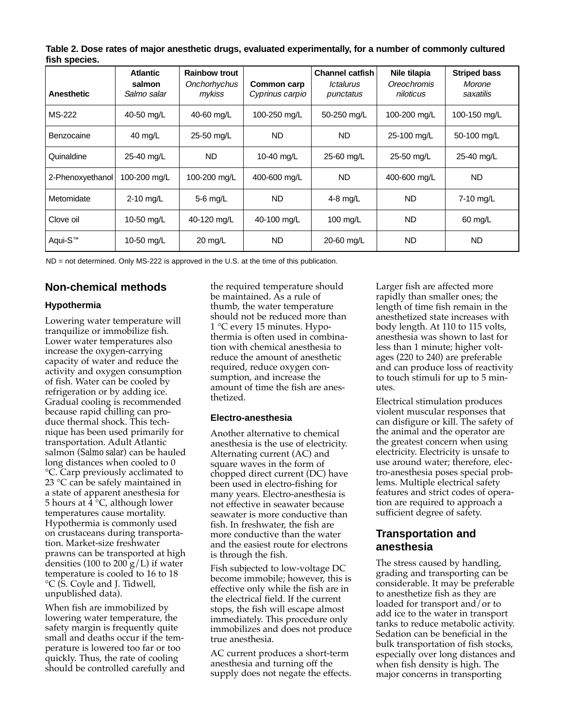**Table 2. Dose rates of major anesthetic drugs, evaluated experimentally, for a number of commonly cultured fish species.**

| Anesthetic | Atlantic salmon *Salmo salar* | Rainbow trout *Onchorhychus mykiss* | Common carp *Cyprinus carpio* | Channel catfish *Ictalurus punctatus* | Nile tilapia *Oreochromis niloticus* | Striped bass *Morone saxatilis* |
|---|---|---|---|---|---|---|
| MS-222 | 40-50 mg/L | 40-60 mg/L | 100-250 mg/L | 50-250 mg/L | 100-200 mg/L | 100-150 mg/L |
| Benzocaine | 40 mg/L | 25-50 mg/L | ND | ND | 25-100 mg/L | 50-100 mg/L |
| Quinaldine | 25-40 mg/L | ND | 10-40 mg/L | 25-60 mg/L | 25-50 mg/L | 25-40 mg/L |
| 2-Phenoxyethanol | 100-200 mg/L | 100-200 mg/L | 400-600 mg/L | ND | 400-600 mg/L | ND |
| Metomidate | 2-10 mg/L | 5-6 mg/L | ND | 4-8 mg/L | ND | 7-10 mg/L |
| Clove oil | 10-50 mg/L | 40-120 mg/L | 40-100 mg/L | 100 mg/L | ND | 60 mg/L |
| Aqui-S™ | 10-50 mg/L | 20 mg/L | ND | 20-60 mg/L | ND | ND |

ND = not determined. Only MS-222 is approved in the U.S. at the time of this publication.

## Non-chemical methods

### Hypothermia

Lowering water temperature will tranquilize or immobilize fish. Lower water temperatures also increase the oxygen-carrying capacity of water and reduce the activity and oxygen consumption of fish. Water can be cooled by refrigeration or by adding ice. Gradual cooling is recommended because rapid chilling can produce thermal shock. This technique has been used primarily for transportation. Adult Atlantic salmon (*Salmo salar*) can be hauled long distances when cooled to 0 °C. Carp previously acclimated to 23 °C can be safely maintained in a state of apparent anesthesia for 5 hours at 4 °C, although lower temperatures cause mortality. Hypothermia is commonly used on crustaceans during transportation. Market-size freshwater prawns can be transported at high densities (100 to 200 g/L) if water temperature is cooled to 16 to 18 °C (S. Coyle and J. Tidwell, unpublished data).

When fish are immobilized by lowering water temperature, the safety margin is frequently quite small and deaths occur if the temperature is lowered too far or too quickly. Thus, the rate of cooling should be controlled carefully and the required temperature should be maintained. As a rule of thumb, the water temperature should not be reduced more than 1 °C every 15 minutes. Hypothermia is often used in combination with chemical anesthesia to reduce the amount of anesthetic required, reduce oxygen consumption, and increase the amount of time the fish are anesthetized.

### Electro-anesthesia

Another alternative to chemical anesthesia is the use of electricity. Alternating current (AC) and square waves in the form of chopped direct current (DC) have been used in electro-fishing for many years. Electro-anesthesia is not effective in seawater because seawater is more conductive than fish. In freshwater, the fish are more conductive than the water and the easiest route for electrons is through the fish.

Fish subjected to low-voltage DC become immobile; however, this is effective only while the fish are in the electrical field. If the current stops, the fish will escape almost immediately. This procedure only immobilizes and does not produce true anesthesia.

AC current produces a short-term anesthesia and turning off the supply does not negate the effects. Larger fish are affected more rapidly than smaller ones; the length of time fish remain in the anesthetized state increases with body length. At 110 to 115 volts, anesthesia was shown to last for less than 1 minute; higher voltages (220 to 240) are preferable and can produce loss of reactivity to touch stimuli for up to 5 minutes.

Electrical stimulation produces violent muscular responses that can disfigure or kill. The safety of the animal and the operator are the greatest concern when using electricity. Electricity is unsafe to use around water; therefore, electro-anesthesia poses special problems. Multiple electrical safety features and strict codes of operation are required to approach a sufficient degree of safety.

## Transportation and anesthesia

The stress caused by handling, grading and transporting can be considerable. It may be preferable to anesthetize fish as they are loaded for transport and/or to add ice to the water in transport tanks to reduce metabolic activity. Sedation can be beneficial in the bulk transportation of fish stocks, especially over long distances and when fish density is high. The major concerns in transporting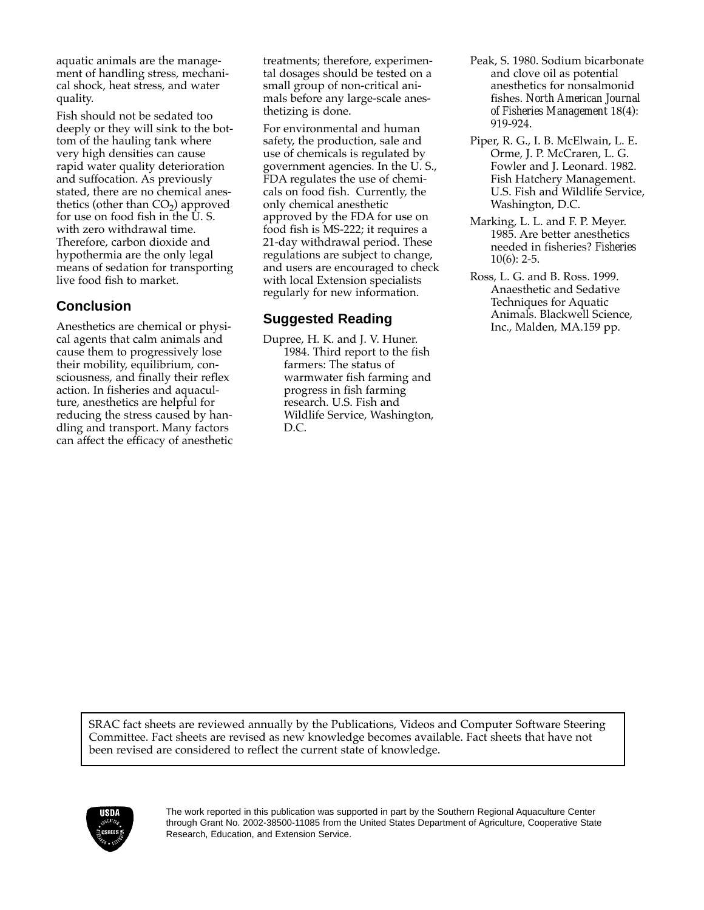aquatic animals are the management of handling stress, mechanical shock, heat stress, and water quality.

Fish should not be sedated too deeply or they will sink to the bottom of the hauling tank where very high densities can cause rapid water quality deterioration and suffocation. As previously stated, there are no chemical anesthetics (other than $CO_2$) approved for use on food fish in the U. S. with zero withdrawal time. Therefore, carbon dioxide and hypothermia are the only legal means of sedation for transporting live food fish to market.

## Conclusion

Anesthetics are chemical or physical agents that calm animals and cause them to progressively lose their mobility, equilibrium, consciousness, and finally their reflex action. In fisheries and aquaculture, anesthetics are helpful for reducing the stress caused by handling and transport. Many factors can affect the efficacy of anesthetic treatments; therefore, experimental dosages should be tested on a small group of non-critical animals before any large-scale anesthetizing is done.

For environmental and human safety, the production, sale and use of chemicals is regulated by government agencies. In the U. S., FDA regulates the use of chemicals on food fish. Currently, the only chemical anesthetic approved by the FDA for use on food fish is MS-222; it requires a 21-day withdrawal period. These regulations are subject to change, and users are encouraged to check with local Extension specialists regularly for new information.

## Suggested Reading

Dupree, H. K. and J. V. Huner. 1984. Third report to the fish farmers: The status of warmwater fish farming and progress in fish farming research. U.S. Fish and Wildlife Service, Washington, D.C.

Peak, S. 1980. Sodium bicarbonate and clove oil as potential anesthetics for nonsalmonid fishes. *North American Journal of Fisheries Management* 18(4): 919-924.

Piper, R. G., I. B. McElwain, L. E. Orme, J. P. McCraren, L. G. Fowler and J. Leonard. 1982. Fish Hatchery Management. U.S. Fish and Wildlife Service, Washington, D.C.

Marking, L. L. and F. P. Meyer. 1985. Are better anesthetics needed in fisheries? *Fisheries* 10(6): 2-5.

Ross, L. G. and B. Ross. 1999. Anaesthetic and Sedative Techniques for Aquatic Animals. Blackwell Science, Inc., Malden, MA.159 pp.

SRAC fact sheets are reviewed annually by the Publications, Videos and Computer Software Steering Committee. Fact sheets are revised as new knowledge becomes available. Fact sheets that have not been revised are considered to reflect the current state of knowledge.

The work reported in this publication was supported in part by the Southern Regional Aquaculture Center through Grant No. 2002-38500-11085 from the United States Department of Agriculture, Cooperative State Research, Education, and Extension Service.